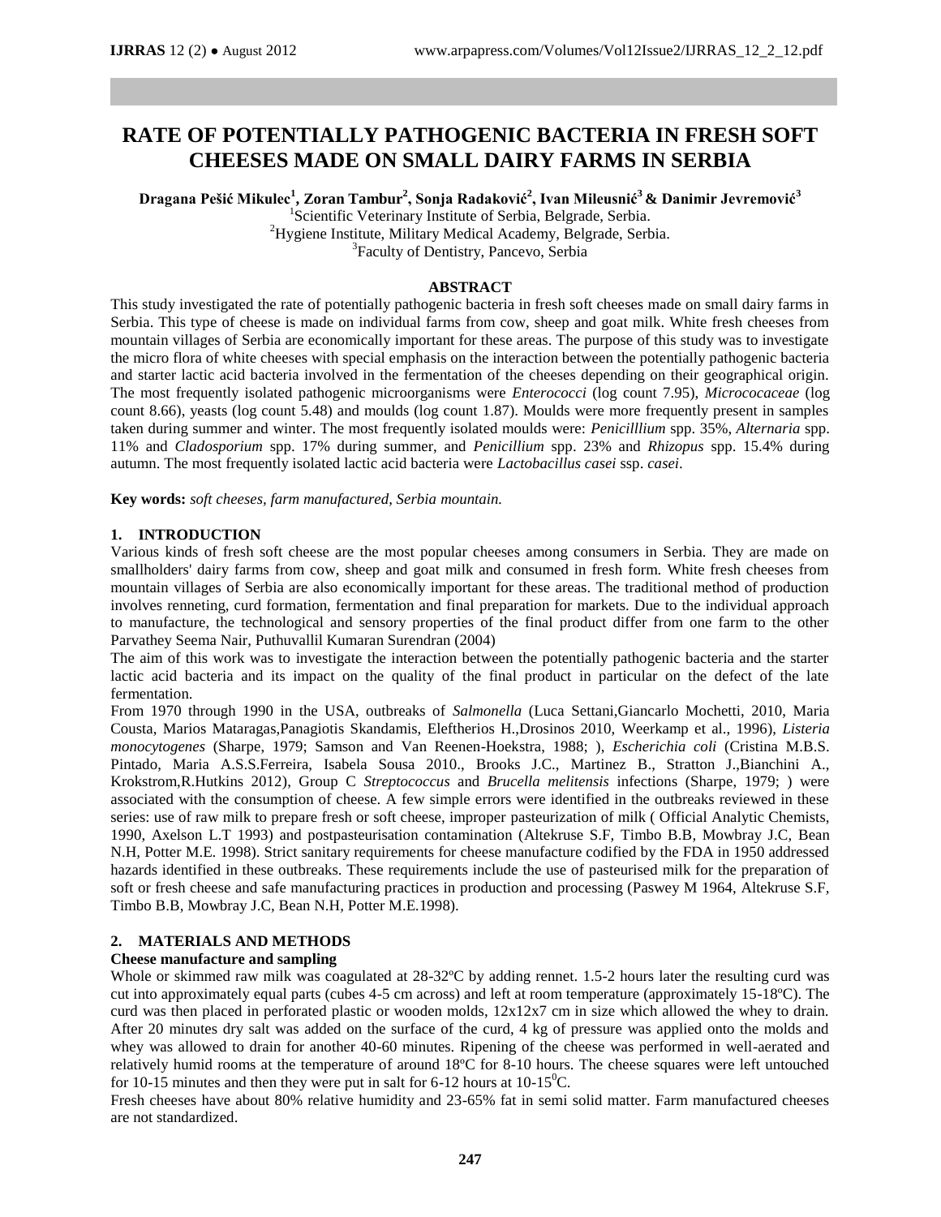# RATE OF POTENTIALLY PATHOGENIC BACTERIA IN FRESH SOFT CHEESES MADE ON SMALL DAIRY FARMS IN SERBIA

**Dragana Pešić Mikulec[1], Zoran Tambur[2], Sonja Radaković[2], Ivan Mileusnić[3] & Danimir Jevremović[3]**

[1]Scientific Veterinary Institute of Serbia, Belgrade, Serbia.
[2]Hygiene Institute, Military Medical Academy, Belgrade, Serbia.
[3]Faculty of Dentistry, Pancevo, Serbia

## ABSTRACT

This study investigated the rate of potentially pathogenic bacteria in fresh soft cheeses made on small dairy farms in Serbia. This type of cheese is made on individual farms from cow, sheep and goat milk. White fresh cheeses from mountain villages of Serbia are economically important for these areas. The purpose of this study was to investigate the micro flora of white cheeses with special emphasis on the interaction between the potentially pathogenic bacteria and starter lactic acid bacteria involved in the fermentation of the cheeses depending on their geographical origin. The most frequently isolated pathogenic microorganisms were *Enterococci* (log count 7.95), *Micrococaceae* (log count 8.66), yeasts (log count 5.48) and moulds (log count 1.87). Moulds were more frequently present in samples taken during summer and winter. The most frequently isolated moulds were: *Penicilllium* spp. 35%, *Alternaria* spp. 11% and *Cladosporium* spp. 17% during summer, and *Penicillium* spp. 23% and *Rhizopus* spp. 15.4% during autumn. The most frequently isolated lactic acid bacteria were *Lactobacillus casei* ssp. *casei*.

**Key words:** *soft cheeses, farm manufactured, Serbia mountain.*

## 1. INTRODUCTION

Various kinds of fresh soft cheese are the most popular cheeses among consumers in Serbia. They are made on smallholders' dairy farms from cow, sheep and goat milk and consumed in fresh form. White fresh cheeses from mountain villages of Serbia are also economically important for these areas. The traditional method of production involves renneting, curd formation, fermentation and final preparation for markets. Due to the individual approach to manufacture, the technological and sensory properties of the final product differ from one farm to the other Parvathey Seema Nair, Puthuvallil Kumaran Surendran (2004)

The aim of this work was to investigate the interaction between the potentially pathogenic bacteria and the starter lactic acid bacteria and its impact on the quality of the final product in particular on the defect of the late fermentation.

From 1970 through 1990 in the USA, outbreaks of *Salmonella* (Luca Settani,Giancarlo Mochetti, 2010, Maria Cousta, Marios Mataragas,Panagiotis Skandamis, Eleftherios H.,Drosinos 2010, Weerkamp et al., 1996), *Listeria monocytogenes* (Sharpe, 1979; Samson and Van Reenen-Hoekstra, 1988; ), *Escherichia coli* (Cristina M.B.S. Pintado, Maria A.S.S.Ferreira, Isabela Sousa 2010., Brooks J.C., Martinez B., Stratton J.,Bianchini A., Krokstrom,R.Hutkins 2012), Group C *Streptococcus* and *Brucella melitensis* infections (Sharpe, 1979; ) were associated with the consumption of cheese. A few simple errors were identified in the outbreaks reviewed in these series: use of raw milk to prepare fresh or soft cheese, improper pasteurization of milk ( Official Analytic Chemists, 1990, Axelson L.T 1993) and postpasteurisation contamination (Altekruse S.F, Timbo B.B, Mowbray J.C, Bean N.H, Potter M.E. 1998). Strict sanitary requirements for cheese manufacture codified by the FDA in 1950 addressed hazards identified in these outbreaks. These requirements include the use of pasteurised milk for the preparation of soft or fresh cheese and safe manufacturing practices in production and processing (Paswey M 1964, Altekruse S.F, Timbo B.B, Mowbray J.C, Bean N.H, Potter M.E.1998).

## 2. MATERIALS AND METHODS

### Cheese manufacture and sampling

Whole or skimmed raw milk was coagulated at 28-32ºC by adding rennet. 1.5-2 hours later the resulting curd was cut into approximately equal parts (cubes 4-5 cm across) and left at room temperature (approximately 15-18ºC). The curd was then placed in perforated plastic or wooden molds, 12x12x7 cm in size which allowed the whey to drain. After 20 minutes dry salt was added on the surface of the curd, 4 kg of pressure was applied onto the molds and whey was allowed to drain for another 40-60 minutes. Ripening of the cheese was performed in well-aerated and relatively humid rooms at the temperature of around 18ºC for 8-10 hours. The cheese squares were left untouched for 10-15 minutes and then they were put in salt for 6-12 hours at 10-15$^0$C.

Fresh cheeses have about 80% relative humidity and 23-65% fat in semi solid matter. Farm manufactured cheeses are not standardized.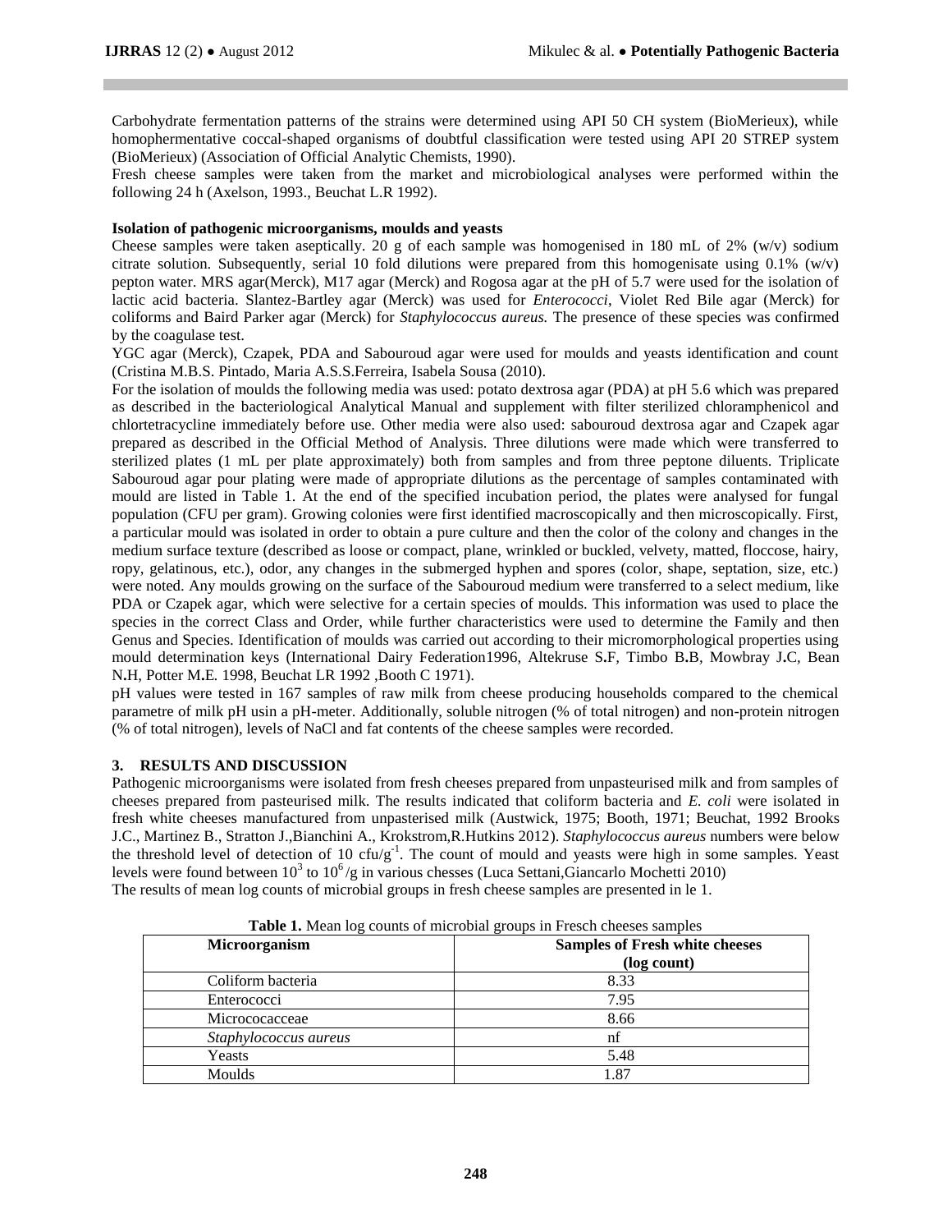Carbohydrate fermentation patterns of the strains were determined using API 50 CH system (BioMerieux), while homophermentative coccal-shaped organisms of doubtful classification were tested using API 20 STREP system (BioMerieux) (Association of Official Analytic Chemists, 1990).
Fresh cheese samples were taken from the market and microbiological analyses were performed within the following 24 h (Axelson, 1993., Beuchat L.R 1992).

**Isolation of pathogenic microorganisms, moulds and yeasts**

Cheese samples were taken aseptically. 20 g of each sample was homogenised in 180 mL of 2% (w/v) sodium citrate solution. Subsequently, serial 10 fold dilutions were prepared from this homogenisate using 0.1% (w/v) pepton water. MRS agar(Merck), M17 agar (Merck) and Rogosa agar at the pH of 5.7 were used for the isolation of lactic acid bacteria. Slantez-Bartley agar (Merck) was used for *Enterococci*, Violet Red Bile agar (Merck) for coliforms and Baird Parker agar (Merck) for *Staphylococcus aureus.* The presence of these species was confirmed by the coagulase test.

YGC agar (Merck), Czapek, PDA and Sabouroud agar were used for moulds and yeasts identification and count (Cristina M.B.S. Pintado, Maria A.S.S.Ferreira, Isabela Sousa (2010).

For the isolation of moulds the following media was used: potato dextrosa agar (PDA) at pH 5.6 which was prepared as described in the bacteriological Analytical Manual and supplement with filter sterilized chloramphenicol and chlortetracycline immediately before use. Other media were also used: sabouroud dextrosa agar and Czapek agar prepared as described in the Official Method of Analysis. Three dilutions were made which were transferred to sterilized plates (1 mL per plate approximately) both from samples and from three peptone diluents. Triplicate Sabouroud agar pour plating were made of appropriate dilutions as the percentage of samples contaminated with mould are listed in Table 1. At the end of the specified incubation period, the plates were analysed for fungal population (CFU per gram). Growing colonies were first identified macroscopically and then microscopically. First, a particular mould was isolated in order to obtain a pure culture and then the color of the colony and changes in the medium surface texture (described as loose or compact, plane, wrinkled or buckled, velvety, matted, floccose, hairy, ropy, gelatinous, etc.), odor, any changes in the submerged hyphen and spores (color, shape, septation, size, etc.) were noted. Any moulds growing on the surface of the Sabouroud medium were transferred to a select medium, like PDA or Czapek agar, which were selective for a certain species of moulds. This information was used to place the species in the correct Class and Order, while further characteristics were used to determine the Family and then Genus and Species. Identification of moulds was carried out according to their micromorphological properties using mould determination keys (International Dairy Federation1996, Altekruse S**.**F, Timbo B**.**B, Mowbray J**.**C, Bean N**.**H, Potter M**.**E. 1998, Beuchat LR 1992 ,Booth C 1971).

pH values were tested in 167 samples of raw milk from cheese producing households compared to the chemical parametre of milk pH usin a pH-meter. Additionally, soluble nitrogen (% of total nitrogen) and non-protein nitrogen (% of total nitrogen), levels of NaCl and fat contents of the cheese samples were recorded.

## 3. RESULTS AND DISCUSSION

Pathogenic microorganisms were isolated from fresh cheeses prepared from unpasteurised milk and from samples of cheeses prepared from pasteurised milk. The results indicated that coliform bacteria and *E. coli* were isolated in fresh white cheeses manufactured from unpasterised milk (Austwick, 1975; Booth, 1971; Beuchat, 1992 Brooks J.C., Martinez B., Stratton J.,Bianchini A., Krokstrom,R.Hutkins 2012). *Staphylococcus aureus* numbers were below the threshold level of detection of 10 cfu/g$^{-1}$. The count of mould and yeasts were high in some samples. Yeast levels were found between $10^3$ to $10^6$/g in various chesses (Luca Settani,Giancarlo Mochetti 2010)
The results of mean log counts of microbial groups in fresh cheese samples are presented in le 1.

**Table 1.** Mean log counts of microbial groups in Fresch cheeses samples

| Microorganism | Samples of Fresh white cheeses (log count) |
|---|---|
| Coliform bacteria | 8.33 |
| Enterococci | 7.95 |
| Micrococacceae | 8.66 |
| *Staphylococcus aureus* | nf |
| Yeasts | 5.48 |
| Moulds | 1.87 |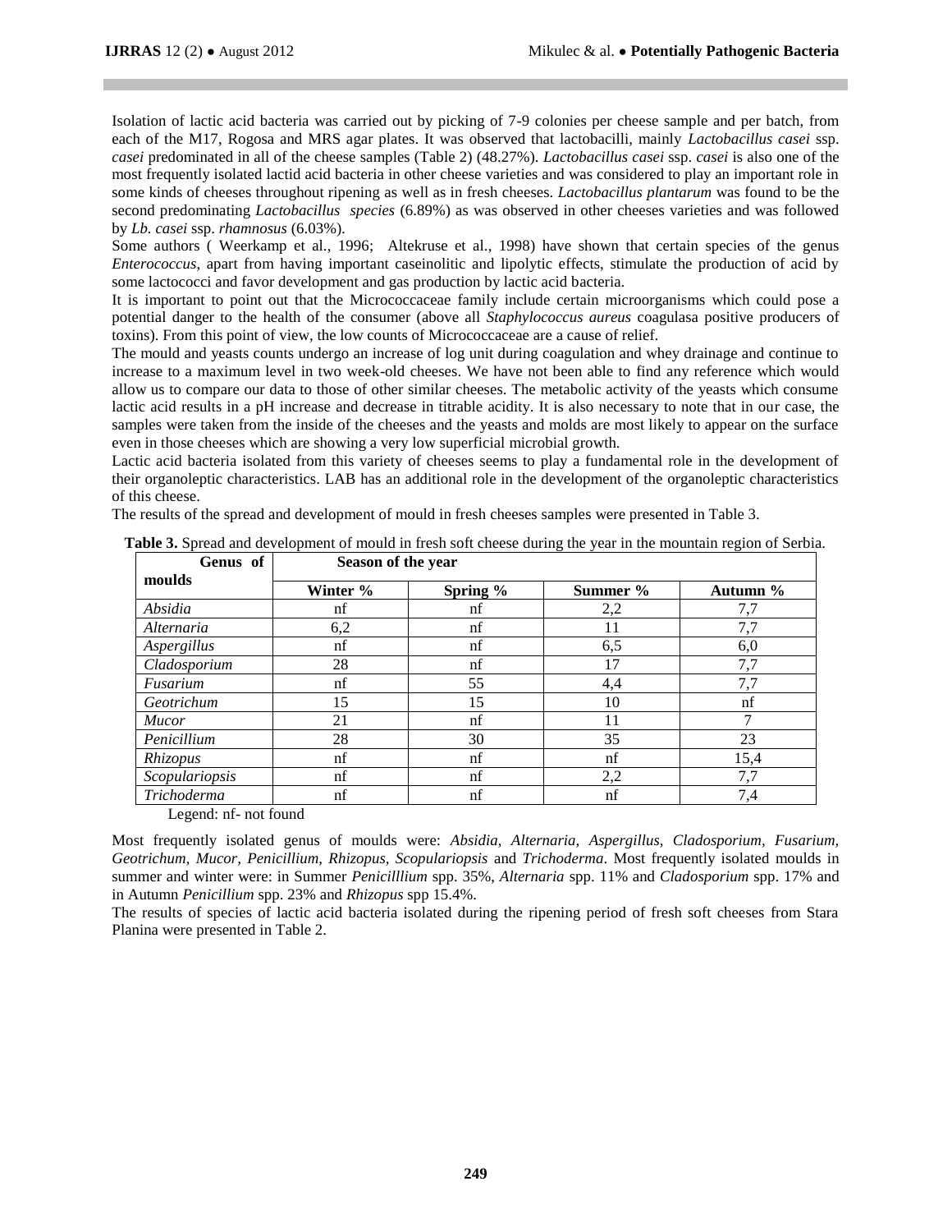Isolation of lactic acid bacteria was carried out by picking of 7-9 colonies per cheese sample and per batch, from each of the M17, Rogosa and MRS agar plates. It was observed that lactobacilli, mainly *Lactobacillus casei* ssp. *casei* predominated in all of the cheese samples (Table 2) (48.27%). *Lactobacillus casei* ssp. *casei* is also one of the most frequently isolated lactid acid bacteria in other cheese varieties and was considered to play an important role in some kinds of cheeses throughout ripening as well as in fresh cheeses. *Lactobacillus plantarum* was found to be the second predominating *Lactobacillus species* (6.89%) as was observed in other cheeses varieties and was followed by *Lb. casei* ssp. *rhamnosus* (6.03%).

Some authors ( Weerkamp et al., 1996; Altekruse et al., 1998) have shown that certain species of the genus *Enterococcus*, apart from having important caseinolitic and lipolytic effects, stimulate the production of acid by some lactococci and favor development and gas production by lactic acid bacteria.

It is important to point out that the Micrococcaceae family include certain microorganisms which could pose a potential danger to the health of the consumer (above all *Staphylococcus aureus* coagulasa positive producers of toxins). From this point of view, the low counts of Micrococcaceae are a cause of relief.

The mould and yeasts counts undergo an increase of log unit during coagulation and whey drainage and continue to increase to a maximum level in two week-old cheeses. We have not been able to find any reference which would allow us to compare our data to those of other similar cheeses. The metabolic activity of the yeasts which consume lactic acid results in a pH increase and decrease in titrable acidity. It is also necessary to note that in our case, the samples were taken from the inside of the cheeses and the yeasts and molds are most likely to appear on the surface even in those cheeses which are showing a very low superficial microbial growth.

Lactic acid bacteria isolated from this variety of cheeses seems to play a fundamental role in the development of their organoleptic characteristics. LAB has an additional role in the development of the organoleptic characteristics of this cheese.

The results of the spread and development of mould in fresh cheeses samples were presented in Table 3.

**Table 3.** Spread and development of mould in fresh soft cheese during the year in the mountain region of Serbia.

| Genus of moulds | Season of the year | | | |
|---|---|---|---|---|
| | Winter % | Spring % | Summer % | Autumn % |
| *Absidia* | nf | nf | 2,2 | 7,7 |
| *Alternaria* | 6,2 | nf | 11 | 7,7 |
| *Aspergillus* | nf | nf | 6,5 | 6,0 |
| *Cladosporium* | 28 | nf | 17 | 7,7 |
| *Fusarium* | nf | 55 | 4,4 | 7,7 |
| *Geotrichum* | 15 | 15 | 10 | nf |
| *Mucor* | 21 | nf | 11 | 7 |
| *Penicillium* | 28 | 30 | 35 | 23 |
| *Rhizopus* | nf | nf | nf | 15,4 |
| *Scopulariopsis* | nf | nf | 2,2 | 7,7 |
| *Trichoderma* | nf | nf | nf | 7,4 |

Legend: nf- not found

Most frequently isolated genus of moulds were: *Absidia, Alternaria, Aspergillus, Cladosporium, Fusarium, Geotrichum, Mucor, Penicillium, Rhizopus, Scopulariopsis* and *Trichoderma*. Most frequently isolated moulds in summer and winter were: in Summer *Penicilllium* spp. 35%, *Alternaria* spp. 11% and *Cladosporium* spp. 17% and in Autumn *Penicillium* spp. 23% and *Rhizopus* spp 15.4%.

The results of species of lactic acid bacteria isolated during the ripening period of fresh soft cheeses from Stara Planina were presented in Table 2.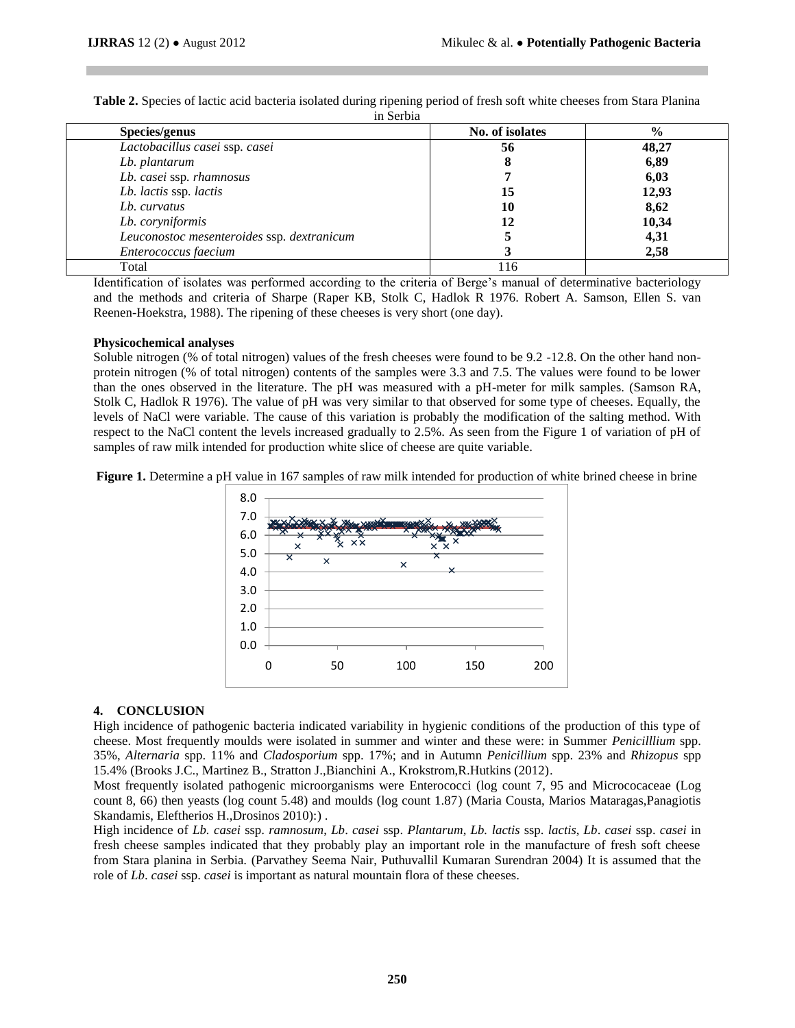**Table 2.** Species of lactic acid bacteria isolated during ripening period of fresh soft white cheeses from Stara Planina in Serbia

| Species/genus | No. of isolates | % |
|---|---|---|
| *Lactobacillus casei* ssp. *casei* | **56** | **48,27** |
| *Lb. plantarum* | **8** | **6,89** |
| *Lb. casei* ssp. *rhamnosus* | **7** | **6,03** |
| *Lb. lactis* ssp. *lactis* | **15** | **12,93** |
| *Lb. curvatus* | **10** | **8,62** |
| *Lb. coryniformis* | **12** | **10,34** |
| *Leuconostoc mesenteroides* ssp. *dextranicum* | **5** | **4,31** |
| *Enterococcus faecium* | **3** | **2,58** |
| Total | 116 | |

Identification of isolates was performed according to the criteria of Berge's manual of determinative bacteriology and the methods and criteria of Sharpe (Raper KB, Stolk C, Hadlok R 1976. Robert A. Samson, Ellen S. van Reenen-Hoekstra, 1988). The ripening of these cheeses is very short (one day).

**Physicochemical analyses**

Soluble nitrogen (% of total nitrogen) values of the fresh cheeses were found to be 9.2 -12.8. On the other hand non-protein nitrogen (% of total nitrogen) contents of the samples were 3.3 and 7.5. The values were found to be lower than the ones observed in the literature. The pH was measured with a pH-meter for milk samples. (Samson RA, Stolk C, Hadlok R 1976). The value of pH was very similar to that observed for some type of cheeses. Equally, the levels of NaCl were variable. The cause of this variation is probably the modification of the salting method. With respect to the NaCl content the levels increased gradually to 2.5%. As seen from the Figure 1 of variation of pH of samples of raw milk intended for production white slice of cheese are quite variable.

**Figure 1.** Determine a pH value in 167 samples of raw milk intended for production of white brined cheese in brine

## 4. CONCLUSION

High incidence of pathogenic bacteria indicated variability in hygienic conditions of the production of this type of cheese. Most frequently moulds were isolated in summer and winter and these were: in Summer *Penicilllium* spp. 35%, *Alternaria* spp. 11% and *Cladosporium* spp. 17%; and in Autumn *Penicillium* spp. 23% and *Rhizopus* spp 15.4% (Brooks J.C., Martinez B., Stratton J.,Bianchini A., Krokstrom,R.Hutkins (2012).

Most frequently isolated pathogenic microorganisms were Enterococci (log count 7, 95 and Micrococaceae (Log count 8, 66) then yeasts (log count 5.48) and moulds (log count 1.87) (Maria Cousta, Marios Mataragas,Panagiotis Skandamis, Eleftherios H.,Drosinos 2010):) .

High incidence of *Lb. casei* ssp. *ramnosum*, *Lb*. *casei* ssp. *Plantarum*, *Lb. lactis* ssp. *lactis*, *Lb*. *casei* ssp. *casei* in fresh cheese samples indicated that they probably play an important role in the manufacture of fresh soft cheese from Stara planina in Serbia. (Parvathey Seema Nair, Puthuvallil Kumaran Surendran 2004) It is assumed that the role of *Lb*. *casei* ssp. *casei* is important as natural mountain flora of these cheeses.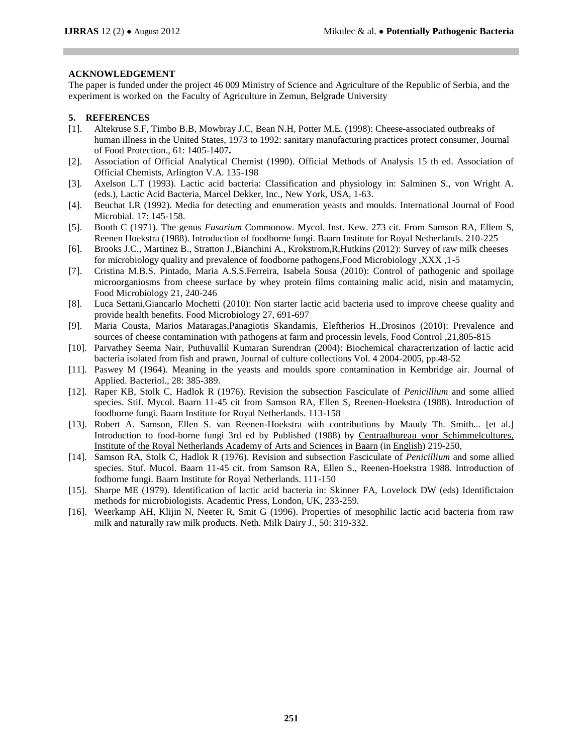### ACKNOWLEDGEMENT

The paper is funded under the project 46 009 Ministry of Science and Agriculture of the Republic of Serbia, and the experiment is worked on the Faculty of Agriculture in Zemun, Belgrade University

### 5. REFERENCES

[1]. Altekruse S.F, Timbo B.B, Mowbray J.C, Bean N.H, Potter M.E. (1998): Cheese-associated outbreaks of human illness in the United States, 1973 to 1992: sanitary manufacturing practices protect consumer, Journal of Food Protection., 61: 1405-1407**.**

[2]. Association of Official Analytical Chemist (1990). Official Methods of Analysis 15 th ed. Association of Official Chemists, Arlington V.A. 135-198

[3]. Axelson L.T (1993). Lactic acid bacteria: Classification and physiology in: Salminen S., von Wright A. (eds.), Lactic Acid Bacteria, Marcel Dekker, Inc., New York, USA, 1-63.

[4]. Beuchat LR (1992). Media for detecting and enumeration yeasts and moulds. International Journal of Food Microbial. 17: 145-158.

[5]. Booth C (1971). The genus *Fusarium* Commonow. Mycol. Inst. Kew. 273 cit. From Samson RA, Ellem S, Reenen Hoekstra (1988). Introduction of foodborne fungi. Baarn Institute for Royal Netherlands. 210-225

[6]. Brooks J.C., Martinez B., Stratton J.,Bianchini A., Krokstrom,R.Hutkins (2012): Survey of raw milk cheeses for microbiology quality and prevalence of foodborne pathogens,Food Microbiology ,XXX ,1-5

[7]. Cristina M.B.S. Pintado, Maria A.S.S.Ferreira, Isabela Sousa (2010): Control of pathogenic and spoilage microorganiosms from cheese surface by whey protein films containing malic acid, nisin and matamycin, Food Microbiology 21, 240-246

[8]. Luca Settani,Giancarlo Mochetti (2010): Non starter lactic acid bacteria used to improve cheese quality and provide health benefits. Food Microbiology 27, 691-697

[9]. Maria Cousta, Marios Mataragas,Panagiotis Skandamis, Eleftherios H.,Drosinos (2010): Prevalence and sources of cheese contamination with pathogens at farm and processin levels, Food Control ,21,805-815

[10]. Parvathey Seema Nair, Puthuvallil Kumaran Surendran (2004): Biochemical characterization of lactic acid bacteria isolated from fish and prawn, Journal of culture collections Vol. 4 2004-2005, pp.48-52

[11]. Paswey M (1964). Meaning in the yeasts and moulds spore contamination in Kembridge air. Journal of Applied. Bacteriol., 28: 385-389.

[12]. Raper KB, Stolk C, Hadlok R (1976). Revision the subsection Fasciculate of *Penicillium* and some allied species. Stif. Mycol. Baarn 11-45 cit from Samson RA, Ellen S, Reenen-Hoekstra (1988). Introduction of foodborne fungi. Baarn Institute for Royal Netherlands. 113-158

[13]. Robert A. Samson, Ellen S. van Reenen-Hoekstra with contributions by Maudy Th. Smith... [et al.] Introduction to food-borne fungi 3rd ed by Published (1988) by Centraalbureau voor Schimmelcultures, Institute of the Royal Netherlands Academy of Arts and Sciences in Baarn (in English) 219-250,

[14]. Samson RA, Stolk C, Hadlok R (1976). Revision and subsection Fasciculate of *Penicillium* and some allied species. Stuf. Mucol. Baarn 11-45 cit. from Samson RA, Ellen S., Reenen-Hoekstra 1988. Introduction of fodborne fungi. Baarn Institute for Royal Netherlands. 111-150

[15]. Sharpe ME (1979). Identification of lactic acid bacteria in: Skinner FA, Lovelock DW (eds) Identifictaion methods for microbiologists. Academic Press, London, UK, 233-259.

[16]. Weerkamp AH, Klijin N, Neeter R, Smit G (1996). Properties of mesophilic lactic acid bacteria from raw milk and naturally raw milk products. Neth. Milk Dairy J., 50: 319-332.